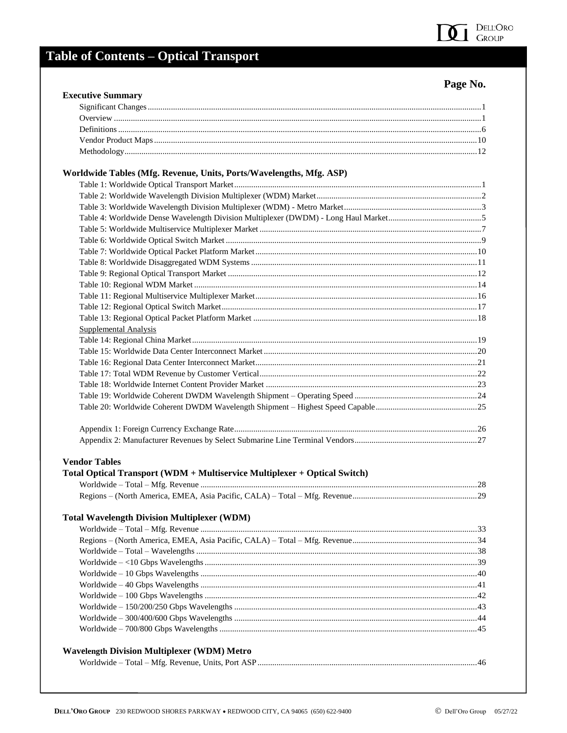# Table of Contents – Optical Transport

**Page No.**

### Executive Summary

- Significant Changes ....1
- Overview ....1
- Definitions ....6
- Vendor Product Maps ....10
- Methodology ....12

### Worldwide Tables (Mfg. Revenue, Units, Ports/Wavelengths, Mfg. ASP)

- Table 1: Worldwide Optical Transport Market ....1
- Table 2: Worldwide Wavelength Division Multiplexer (WDM) Market ....2
- Table 3: Worldwide Wavelength Division Multiplexer (WDM) - Metro Market ....3
- Table 4: Worldwide Dense Wavelength Division Multiplexer (DWDM) - Long Haul Market ....5
- Table 5: Worldwide Multiservice Multiplexer Market ....7
- Table 6: Worldwide Optical Switch Market ....9
- Table 7: Worldwide Optical Packet Platform Market ....10
- Table 8: Worldwide Disaggregated WDM Systems ....11
- Table 9: Regional Optical Transport Market ....12
- Table 10: Regional WDM Market ....14
- Table 11: Regional Multiservice Multiplexer Market ....16
- Table 12: Regional Optical Switch Market ....17
- Table 13: Regional Optical Packet Platform Market ....18

Supplemental Analysis

- Table 14: Regional China Market ....19
- Table 15: Worldwide Data Center Interconnect Market ....20
- Table 16: Regional Data Center Interconnect Market ....21
- Table 17: Total WDM Revenue by Customer Vertical ....22
- Table 18: Worldwide Internet Content Provider Market ....23
- Table 19: Worldwide Coherent DWDM Wavelength Shipment – Operating Speed ....24
- Table 20: Worldwide Coherent DWDM Wavelength Shipment – Highest Speed Capable ....25

- Appendix 1: Foreign Currency Exchange Rate ....26
- Appendix 2: Manufacturer Revenues by Select Submarine Line Terminal Vendors ....27

### Vendor Tables

### Total Optical Transport (WDM + Multiservice Multiplexer + Optical Switch)

- Worldwide – Total – Mfg. Revenue ....28
- Regions – (North America, EMEA, Asia Pacific, CALA) – Total – Mfg. Revenue ....29

### Total Wavelength Division Multiplexer (WDM)

- Worldwide – Total – Mfg. Revenue ....33
- Regions – (North America, EMEA, Asia Pacific, CALA) – Total – Mfg. Revenue ....34
- Worldwide – Total – Wavelengths ....38
- Worldwide – <10 Gbps Wavelengths ....39
- Worldwide – 10 Gbps Wavelengths ....40
- Worldwide – 40 Gbps Wavelengths ....41
- Worldwide – 100 Gbps Wavelengths ....42
- Worldwide – 150/200/250 Gbps Wavelengths ....43
- Worldwide – 300/400/600 Gbps Wavelengths ....44
- Worldwide – 700/800 Gbps Wavelengths ....45

### Wavelength Division Multiplexer (WDM) Metro

- Worldwide – Total – Mfg. Revenue, Units, Port ASP ....46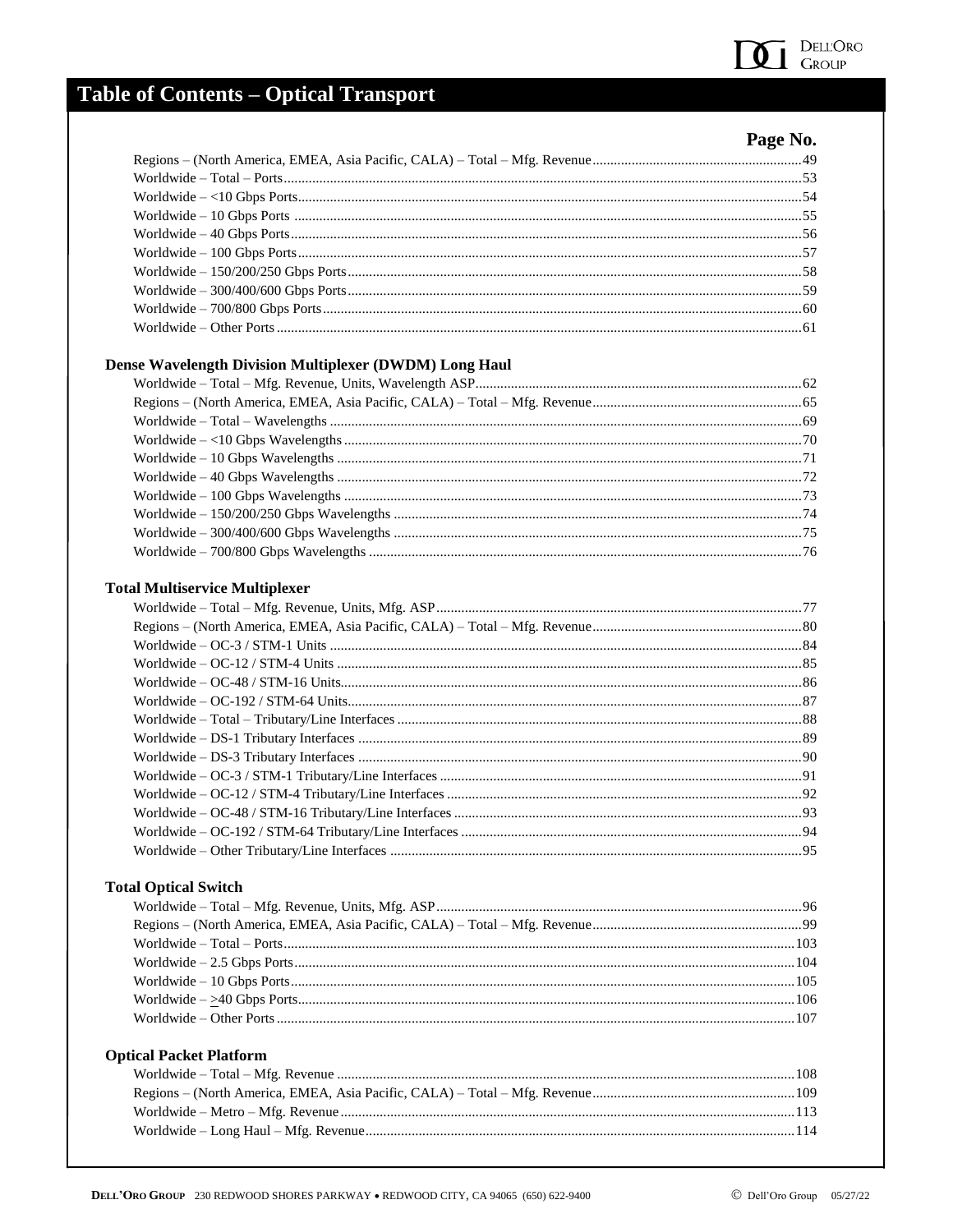# Table of Contents – Optical Transport

| | Page No. |
|---|---|
| Regions – (North America, EMEA, Asia Pacific, CALA) – Total – Mfg. Revenue | 49 |
| Worldwide – Total – Ports | 53 |
| Worldwide – <10 Gbps Ports | 54 |
| Worldwide – 10 Gbps Ports | 55 |
| Worldwide – 40 Gbps Ports | 56 |
| Worldwide – 100 Gbps Ports | 57 |
| Worldwide – 150/200/250 Gbps Ports | 58 |
| Worldwide – 300/400/600 Gbps Ports | 59 |
| Worldwide – 700/800 Gbps Ports | 60 |
| Worldwide – Other Ports | 61 |

### Dense Wavelength Division Multiplexer (DWDM) Long Haul

| | |
|---|---|
| Worldwide – Total – Mfg. Revenue, Units, Wavelength ASP | 62 |
| Regions – (North America, EMEA, Asia Pacific, CALA) – Total – Mfg. Revenue | 65 |
| Worldwide – Total – Wavelengths | 69 |
| Worldwide – <10 Gbps Wavelengths | 70 |
| Worldwide – 10 Gbps Wavelengths | 71 |
| Worldwide – 40 Gbps Wavelengths | 72 |
| Worldwide – 100 Gbps Wavelengths | 73 |
| Worldwide – 150/200/250 Gbps Wavelengths | 74 |
| Worldwide – 300/400/600 Gbps Wavelengths | 75 |
| Worldwide – 700/800 Gbps Wavelengths | 76 |

### Total Multiservice Multiplexer

| | |
|---|---|
| Worldwide – Total – Mfg. Revenue, Units, Mfg. ASP | 77 |
| Regions – (North America, EMEA, Asia Pacific, CALA) – Total – Mfg. Revenue | 80 |
| Worldwide – OC-3 / STM-1 Units | 84 |
| Worldwide – OC-12 / STM-4 Units | 85 |
| Worldwide – OC-48 / STM-16 Units | 86 |
| Worldwide – OC-192 / STM-64 Units | 87 |
| Worldwide – Total – Tributary/Line Interfaces | 88 |
| Worldwide – DS-1 Tributary Interfaces | 89 |
| Worldwide – DS-3 Tributary Interfaces | 90 |
| Worldwide – OC-3 / STM-1 Tributary/Line Interfaces | 91 |
| Worldwide – OC-12 / STM-4 Tributary/Line Interfaces | 92 |
| Worldwide – OC-48 / STM-16 Tributary/Line Interfaces | 93 |
| Worldwide – OC-192 / STM-64 Tributary/Line Interfaces | 94 |
| Worldwide – Other Tributary/Line Interfaces | 95 |

### Total Optical Switch

| | |
|---|---|
| Worldwide – Total – Mfg. Revenue, Units, Mfg. ASP | 96 |
| Regions – (North America, EMEA, Asia Pacific, CALA) – Total – Mfg. Revenue | 99 |
| Worldwide – Total – Ports | 103 |
| Worldwide – 2.5 Gbps Ports | 104 |
| Worldwide – 10 Gbps Ports | 105 |
| Worldwide – ≥40 Gbps Ports | 106 |
| Worldwide – Other Ports | 107 |

### Optical Packet Platform

| | |
|---|---|
| Worldwide – Total – Mfg. Revenue | 108 |
| Regions – (North America, EMEA, Asia Pacific, CALA) – Total – Mfg. Revenue | 109 |
| Worldwide – Metro – Mfg. Revenue | 113 |
| Worldwide – Long Haul – Mfg. Revenue | 114 |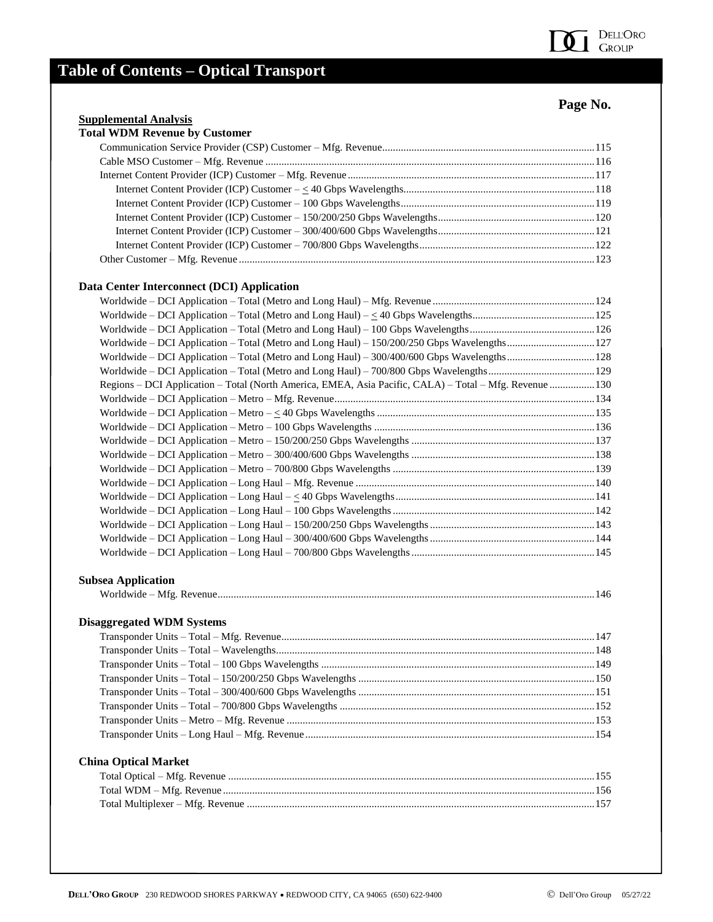# Table of Contents – Optical Transport

**Page No.**

**Supplemental Analysis**

### Total WDM Revenue by Customer

- Communication Service Provider (CSP) Customer – Mfg. Revenue....115
- Cable MSO Customer – Mfg. Revenue....116
- Internet Content Provider (ICP) Customer – Mfg. Revenue....117
  - Internet Content Provider (ICP) Customer – ≤ 40 Gbps Wavelengths....118
  - Internet Content Provider (ICP) Customer – 100 Gbps Wavelengths....119
  - Internet Content Provider (ICP) Customer – 150/200/250 Gbps Wavelengths....120
  - Internet Content Provider (ICP) Customer – 300/400/600 Gbps Wavelengths....121
  - Internet Content Provider (ICP) Customer – 700/800 Gbps Wavelengths....122
- Other Customer – Mfg. Revenue....123

### Data Center Interconnect (DCI) Application

- Worldwide – DCI Application – Total (Metro and Long Haul) – Mfg. Revenue....124
- Worldwide – DCI Application – Total (Metro and Long Haul) – ≤ 40 Gbps Wavelengths....125
- Worldwide – DCI Application – Total (Metro and Long Haul) – 100 Gbps Wavelengths....126
- Worldwide – DCI Application – Total (Metro and Long Haul) – 150/200/250 Gbps Wavelengths....127
- Worldwide – DCI Application – Total (Metro and Long Haul) – 300/400/600 Gbps Wavelengths....128
- Worldwide – DCI Application – Total (Metro and Long Haul) – 700/800 Gbps Wavelengths....129
- Regions – DCI Application – Total (North America, EMEA, Asia Pacific, CALA) – Total – Mfg. Revenue....130
- Worldwide – DCI Application – Metro – Mfg. Revenue....134
- Worldwide – DCI Application – Metro – ≤ 40 Gbps Wavelengths....135
- Worldwide – DCI Application – Metro – 100 Gbps Wavelengths....136
- Worldwide – DCI Application – Metro – 150/200/250 Gbps Wavelengths....137
- Worldwide – DCI Application – Metro – 300/400/600 Gbps Wavelengths....138
- Worldwide – DCI Application – Metro – 700/800 Gbps Wavelengths....139
- Worldwide – DCI Application – Long Haul – Mfg. Revenue....140
- Worldwide – DCI Application – Long Haul – ≤ 40 Gbps Wavelengths....141
- Worldwide – DCI Application – Long Haul – 100 Gbps Wavelengths....142
- Worldwide – DCI Application – Long Haul – 150/200/250 Gbps Wavelengths....143
- Worldwide – DCI Application – Long Haul – 300/400/600 Gbps Wavelengths....144
- Worldwide – DCI Application – Long Haul – 700/800 Gbps Wavelengths....145

### Subsea Application

- Worldwide – Mfg. Revenue....146

### Disaggregated WDM Systems

- Transponder Units – Total – Mfg. Revenue....147
- Transponder Units – Total – Wavelengths....148
- Transponder Units – Total – 100 Gbps Wavelengths....149
- Transponder Units – Total – 150/200/250 Gbps Wavelengths....150
- Transponder Units – Total – 300/400/600 Gbps Wavelengths....151
- Transponder Units – Total – 700/800 Gbps Wavelengths....152
- Transponder Units – Metro – Mfg. Revenue....153
- Transponder Units – Long Haul – Mfg. Revenue....154

### China Optical Market

- Total Optical – Mfg. Revenue....155
- Total WDM – Mfg. Revenue....156
- Total Multiplexer – Mfg. Revenue....157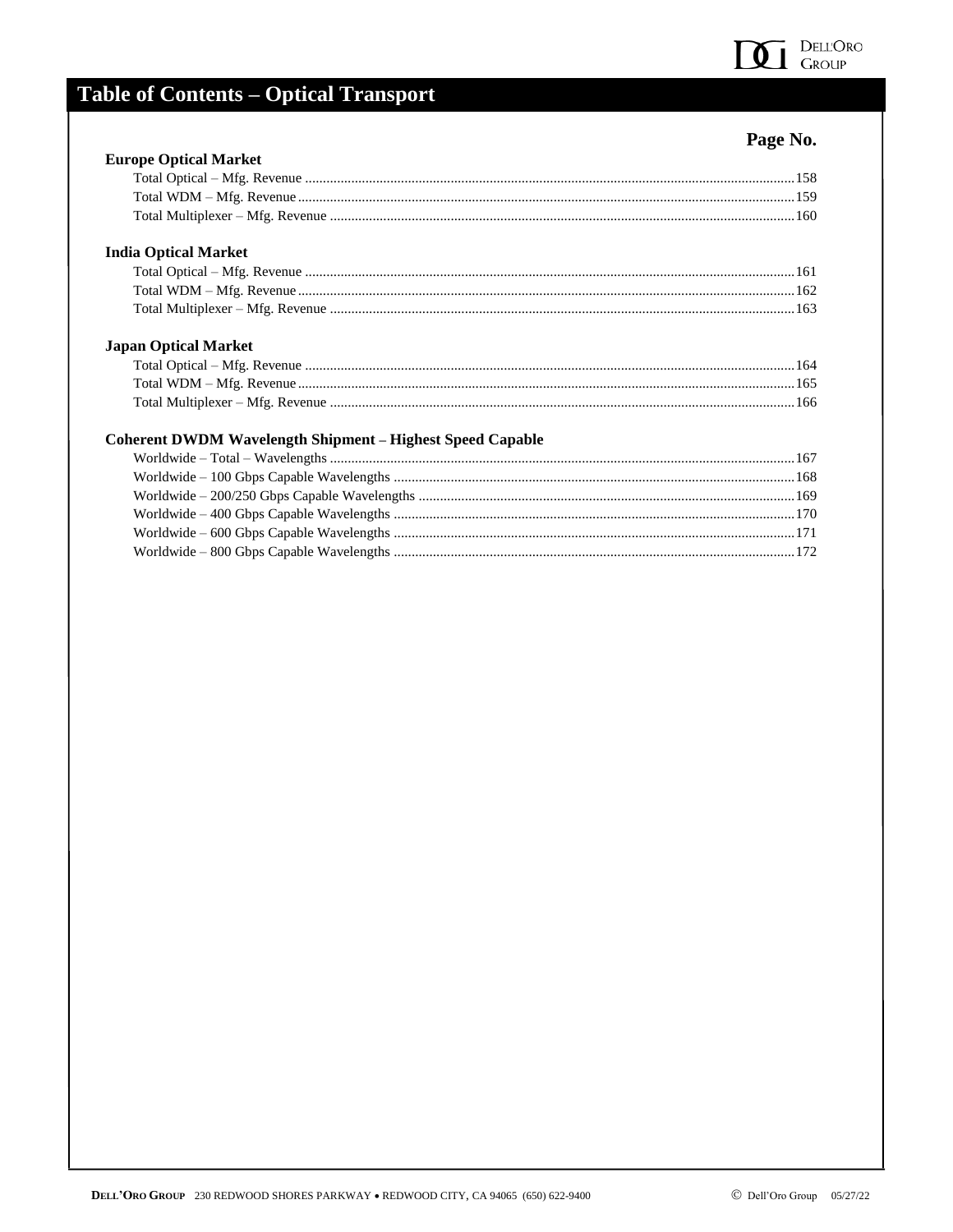# Table of Contents – Optical Transport

**Page No.**

### Europe Optical Market

Total Optical – Mfg. Revenue ........ 158
Total WDM – Mfg. Revenue ........ 159
Total Multiplexer – Mfg. Revenue ........ 160

### India Optical Market

Total Optical – Mfg. Revenue ........ 161
Total WDM – Mfg. Revenue ........ 162
Total Multiplexer – Mfg. Revenue ........ 163

### Japan Optical Market

Total Optical – Mfg. Revenue ........ 164
Total WDM – Mfg. Revenue ........ 165
Total Multiplexer – Mfg. Revenue ........ 166

### Coherent DWDM Wavelength Shipment – Highest Speed Capable

Worldwide – Total – Wavelengths ........ 167
Worldwide – 100 Gbps Capable Wavelengths ........ 168
Worldwide – 200/250 Gbps Capable Wavelengths ........ 169
Worldwide – 400 Gbps Capable Wavelengths ........ 170
Worldwide – 600 Gbps Capable Wavelengths ........ 171
Worldwide – 800 Gbps Capable Wavelengths ........ 172